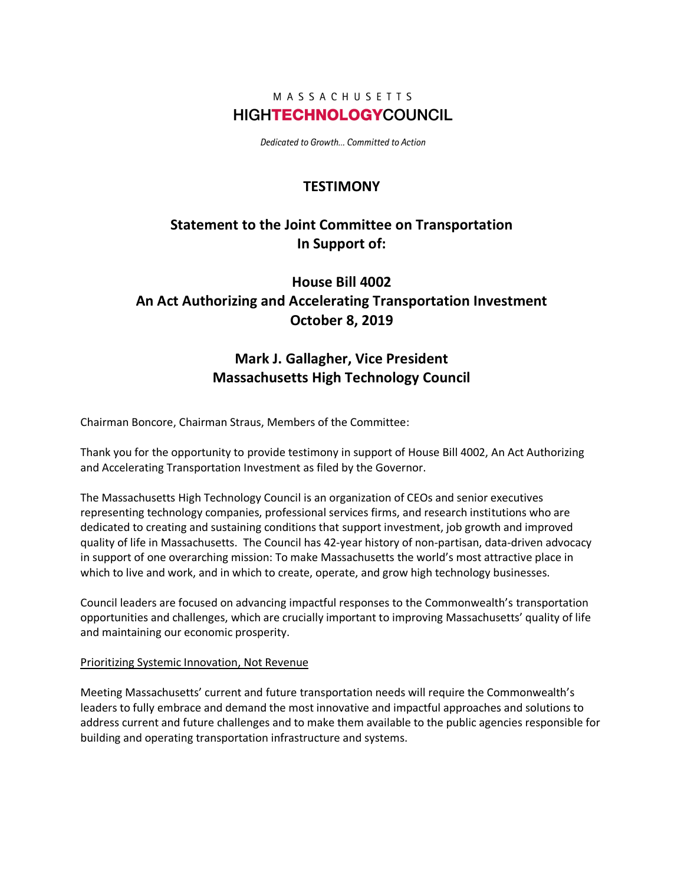MASSACHUSETTS
**HIGHTECHNOLOGYCOUNCIL**

*Dedicated to Growth… Committed to Action*

# TESTIMONY

## Statement to the Joint Committee on Transportation In Support of:

## House Bill 4002 An Act Authorizing and Accelerating Transportation Investment October 8, 2019

## Mark J. Gallagher, Vice President Massachusetts High Technology Council

Chairman Boncore, Chairman Straus, Members of the Committee:

Thank you for the opportunity to provide testimony in support of House Bill 4002, An Act Authorizing and Accelerating Transportation Investment as filed by the Governor.

The Massachusetts High Technology Council is an organization of CEOs and senior executives representing technology companies, professional services firms, and research institutions who are dedicated to creating and sustaining conditions that support investment, job growth and improved quality of life in Massachusetts. The Council has 42-year history of non-partisan, data-driven advocacy in support of one overarching mission: To make Massachusetts the world's most attractive place in which to live and work, and in which to create, operate, and grow high technology businesses.

Council leaders are focused on advancing impactful responses to the Commonwealth's transportation opportunities and challenges, which are crucially important to improving Massachusetts' quality of life and maintaining our economic prosperity.

<u>Prioritizing Systemic Innovation, Not Revenue</u>

Meeting Massachusetts' current and future transportation needs will require the Commonwealth's leaders to fully embrace and demand the most innovative and impactful approaches and solutions to address current and future challenges and to make them available to the public agencies responsible for building and operating transportation infrastructure and systems.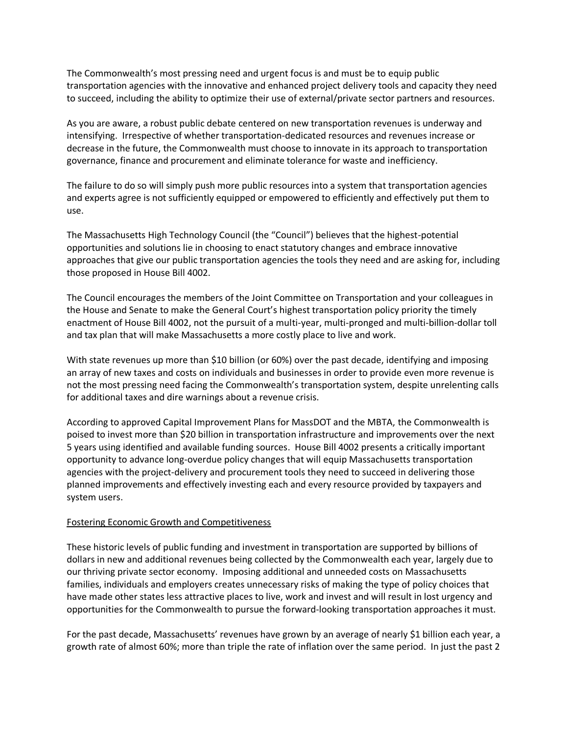The Commonwealth's most pressing need and urgent focus is and must be to equip public transportation agencies with the innovative and enhanced project delivery tools and capacity they need to succeed, including the ability to optimize their use of external/private sector partners and resources.

As you are aware, a robust public debate centered on new transportation revenues is underway and intensifying. Irrespective of whether transportation-dedicated resources and revenues increase or decrease in the future, the Commonwealth must choose to innovate in its approach to transportation governance, finance and procurement and eliminate tolerance for waste and inefficiency.

The failure to do so will simply push more public resources into a system that transportation agencies and experts agree is not sufficiently equipped or empowered to efficiently and effectively put them to use.

The Massachusetts High Technology Council (the "Council") believes that the highest-potential opportunities and solutions lie in choosing to enact statutory changes and embrace innovative approaches that give our public transportation agencies the tools they need and are asking for, including those proposed in House Bill 4002.

The Council encourages the members of the Joint Committee on Transportation and your colleagues in the House and Senate to make the General Court's highest transportation policy priority the timely enactment of House Bill 4002, not the pursuit of a multi-year, multi-pronged and multi-billion-dollar toll and tax plan that will make Massachusetts a more costly place to live and work.

With state revenues up more than $10 billion (or 60%) over the past decade, identifying and imposing an array of new taxes and costs on individuals and businesses in order to provide even more revenue is not the most pressing need facing the Commonwealth's transportation system, despite unrelenting calls for additional taxes and dire warnings about a revenue crisis.

According to approved Capital Improvement Plans for MassDOT and the MBTA, the Commonwealth is poised to invest more than $20 billion in transportation infrastructure and improvements over the next 5 years using identified and available funding sources. House Bill 4002 presents a critically important opportunity to advance long-overdue policy changes that will equip Massachusetts transportation agencies with the project-delivery and procurement tools they need to succeed in delivering those planned improvements and effectively investing each and every resource provided by taxpayers and system users.

<u>Fostering Economic Growth and Competitiveness</u>

These historic levels of public funding and investment in transportation are supported by billions of dollars in new and additional revenues being collected by the Commonwealth each year, largely due to our thriving private sector economy. Imposing additional and unneeded costs on Massachusetts families, individuals and employers creates unnecessary risks of making the type of policy choices that have made other states less attractive places to live, work and invest and will result in lost urgency and opportunities for the Commonwealth to pursue the forward-looking transportation approaches it must.

For the past decade, Massachusetts' revenues have grown by an average of nearly $1 billion each year, a growth rate of almost 60%; more than triple the rate of inflation over the same period. In just the past 2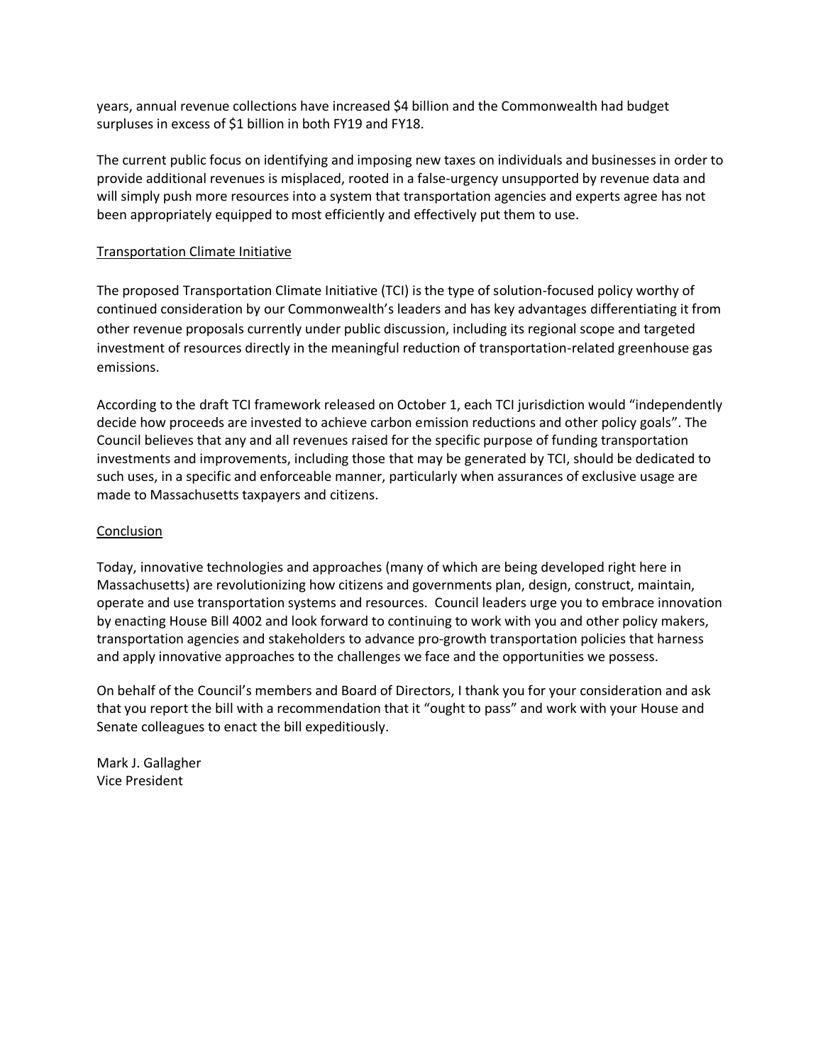years, annual revenue collections have increased $4 billion and the Commonwealth had budget surpluses in excess of $1 billion in both FY19 and FY18.

The current public focus on identifying and imposing new taxes on individuals and businesses in order to provide additional revenues is misplaced, rooted in a false-urgency unsupported by revenue data and will simply push more resources into a system that transportation agencies and experts agree has not been appropriately equipped to most efficiently and effectively put them to use.

## Transportation Climate Initiative

The proposed Transportation Climate Initiative (TCI) is the type of solution-focused policy worthy of continued consideration by our Commonwealth's leaders and has key advantages differentiating it from other revenue proposals currently under public discussion, including its regional scope and targeted investment of resources directly in the meaningful reduction of transportation-related greenhouse gas emissions.

According to the draft TCI framework released on October 1, each TCI jurisdiction would "independently decide how proceeds are invested to achieve carbon emission reductions and other policy goals". The Council believes that any and all revenues raised for the specific purpose of funding transportation investments and improvements, including those that may be generated by TCI, should be dedicated to such uses, in a specific and enforceable manner, particularly when assurances of exclusive usage are made to Massachusetts taxpayers and citizens.

## Conclusion

Today, innovative technologies and approaches (many of which are being developed right here in Massachusetts) are revolutionizing how citizens and governments plan, design, construct, maintain, operate and use transportation systems and resources. Council leaders urge you to embrace innovation by enacting House Bill 4002 and look forward to continuing to work with you and other policy makers, transportation agencies and stakeholders to advance pro-growth transportation policies that harness and apply innovative approaches to the challenges we face and the opportunities we possess.

On behalf of the Council's members and Board of Directors, I thank you for your consideration and ask that you report the bill with a recommendation that it "ought to pass" and work with your House and Senate colleagues to enact the bill expeditiously.

Mark J. Gallagher
Vice President